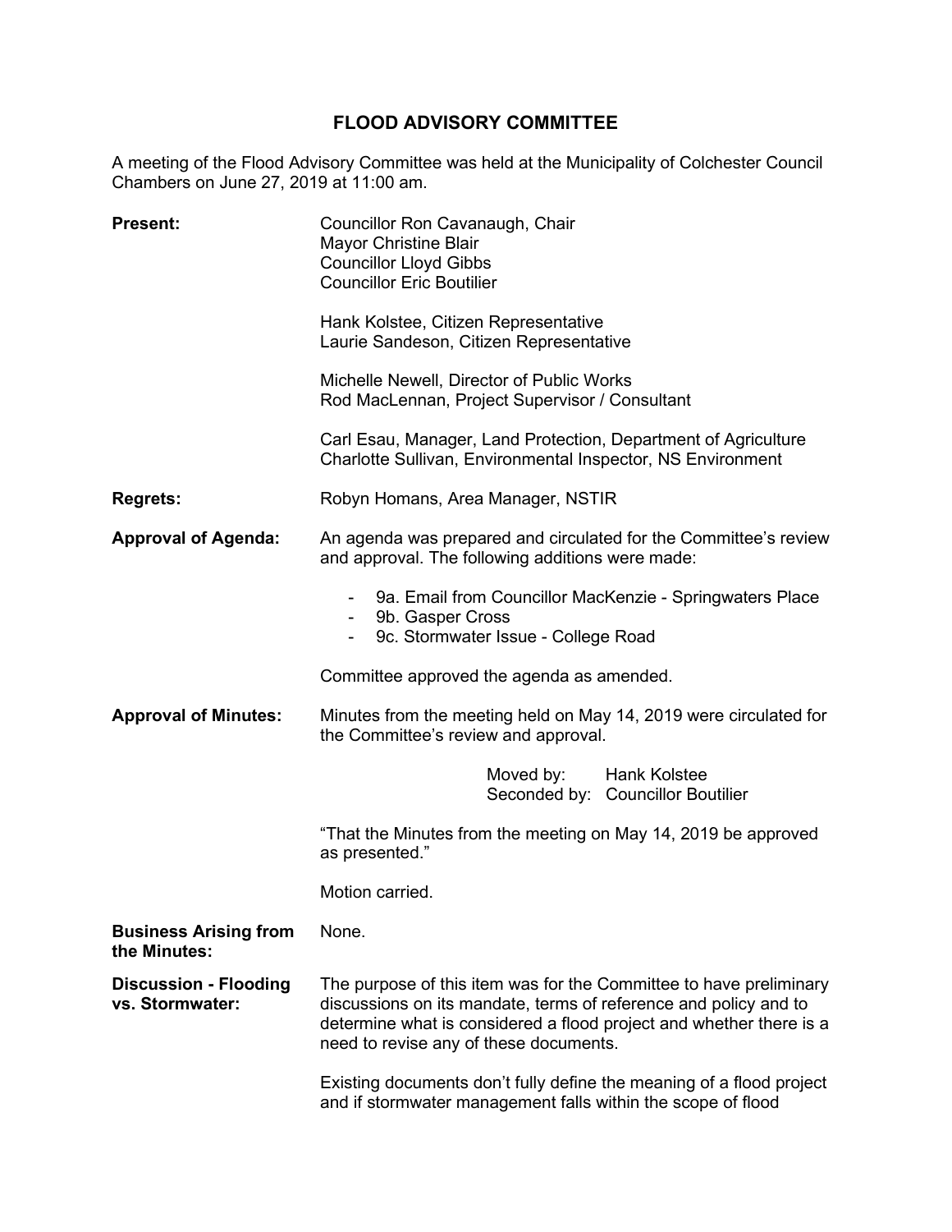# FLOOD ADVISORY COMMITTEE

A meeting of the Flood Advisory Committee was held at the Municipality of Colchester Council Chambers on June 27, 2019 at 11:00 am.

**Present:**

Councillor Ron Cavanaugh, Chair
Mayor Christine Blair
Councillor Lloyd Gibbs
Councillor Eric Boutilier

Hank Kolstee, Citizen Representative
Laurie Sandeson, Citizen Representative

Michelle Newell, Director of Public Works
Rod MacLennan, Project Supervisor / Consultant

Carl Esau, Manager, Land Protection, Department of Agriculture
Charlotte Sullivan, Environmental Inspector, NS Environment

**Regrets:**

Robyn Homans, Area Manager, NSTIR

**Approval of Agenda:**

An agenda was prepared and circulated for the Committee's review and approval. The following additions were made:

- 9a. Email from Councillor MacKenzie - Springwaters Place
- 9b. Gasper Cross
- 9c. Stormwater Issue - College Road

Committee approved the agenda as amended.

**Approval of Minutes:**

Minutes from the meeting held on May 14, 2019 were circulated for the Committee's review and approval.

Moved by: Hank Kolstee
Seconded by: Councillor Boutilier

"That the Minutes from the meeting on May 14, 2019 be approved as presented."

Motion carried.

**Business Arising from the Minutes:**

None.

**Discussion - Flooding vs. Stormwater:**

The purpose of this item was for the Committee to have preliminary discussions on its mandate, terms of reference and policy and to determine what is considered a flood project and whether there is a need to revise any of these documents.

Existing documents don't fully define the meaning of a flood project and if stormwater management falls within the scope of flood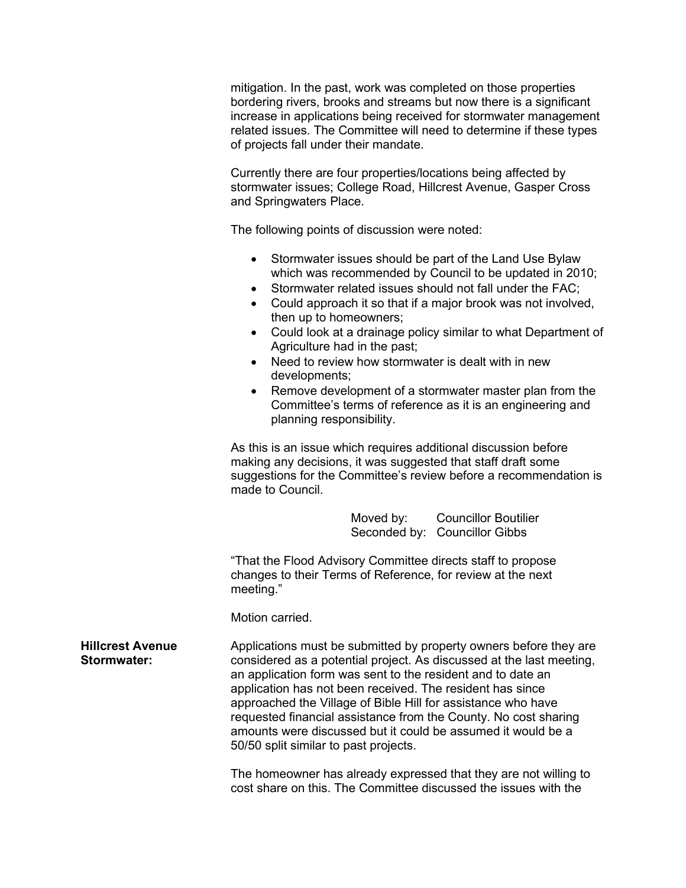mitigation. In the past, work was completed on those properties bordering rivers, brooks and streams but now there is a significant increase in applications being received for stormwater management related issues. The Committee will need to determine if these types of projects fall under their mandate.

Currently there are four properties/locations being affected by stormwater issues; College Road, Hillcrest Avenue, Gasper Cross and Springwaters Place.

The following points of discussion were noted:

- Stormwater issues should be part of the Land Use Bylaw which was recommended by Council to be updated in 2010;
- Stormwater related issues should not fall under the FAC;
- Could approach it so that if a major brook was not involved, then up to homeowners;
- Could look at a drainage policy similar to what Department of Agriculture had in the past;
- Need to review how stormwater is dealt with in new developments;
- Remove development of a stormwater master plan from the Committee's terms of reference as it is an engineering and planning responsibility.

As this is an issue which requires additional discussion before making any decisions, it was suggested that staff draft some suggestions for the Committee's review before a recommendation is made to Council.

Moved by: Councillor Boutilier
Seconded by: Councillor Gibbs

"That the Flood Advisory Committee directs staff to propose changes to their Terms of Reference, for review at the next meeting."

Motion carried.

**Hillcrest Avenue Stormwater:**

Applications must be submitted by property owners before they are considered as a potential project. As discussed at the last meeting, an application form was sent to the resident and to date an application has not been received. The resident has since approached the Village of Bible Hill for assistance who have requested financial assistance from the County. No cost sharing amounts were discussed but it could be assumed it would be a 50/50 split similar to past projects.

The homeowner has already expressed that they are not willing to cost share on this. The Committee discussed the issues with the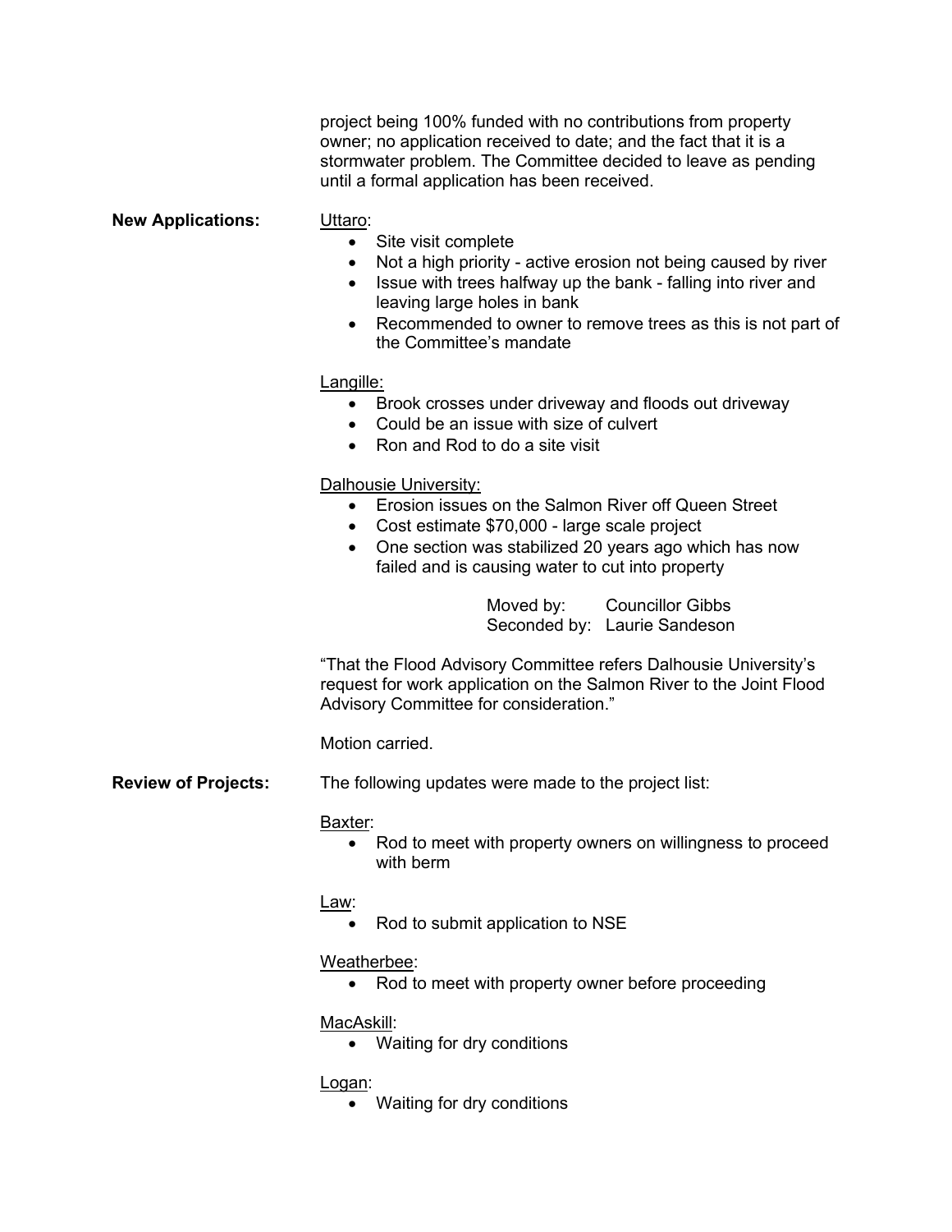project being 100% funded with no contributions from property owner; no application received to date; and the fact that it is a stormwater problem. The Committee decided to leave as pending until a formal application has been received.

**New Applications:**

Uttaro:

- Site visit complete
- Not a high priority - active erosion not being caused by river
- Issue with trees halfway up the bank - falling into river and leaving large holes in bank
- Recommended to owner to remove trees as this is not part of the Committee's mandate

Langille:

- Brook crosses under driveway and floods out driveway
- Could be an issue with size of culvert
- Ron and Rod to do a site visit

Dalhousie University:

- Erosion issues on the Salmon River off Queen Street
- Cost estimate $70,000 - large scale project
- One section was stabilized 20 years ago which has now failed and is causing water to cut into property

Moved by: Councillor Gibbs
Seconded by: Laurie Sandeson

"That the Flood Advisory Committee refers Dalhousie University's request for work application on the Salmon River to the Joint Flood Advisory Committee for consideration."

Motion carried.

**Review of Projects:**

The following updates were made to the project list:

Baxter:

- Rod to meet with property owners on willingness to proceed with berm

Law:

- Rod to submit application to NSE

Weatherbee:

- Rod to meet with property owner before proceeding

MacAskill:

- Waiting for dry conditions

Logan:

- Waiting for dry conditions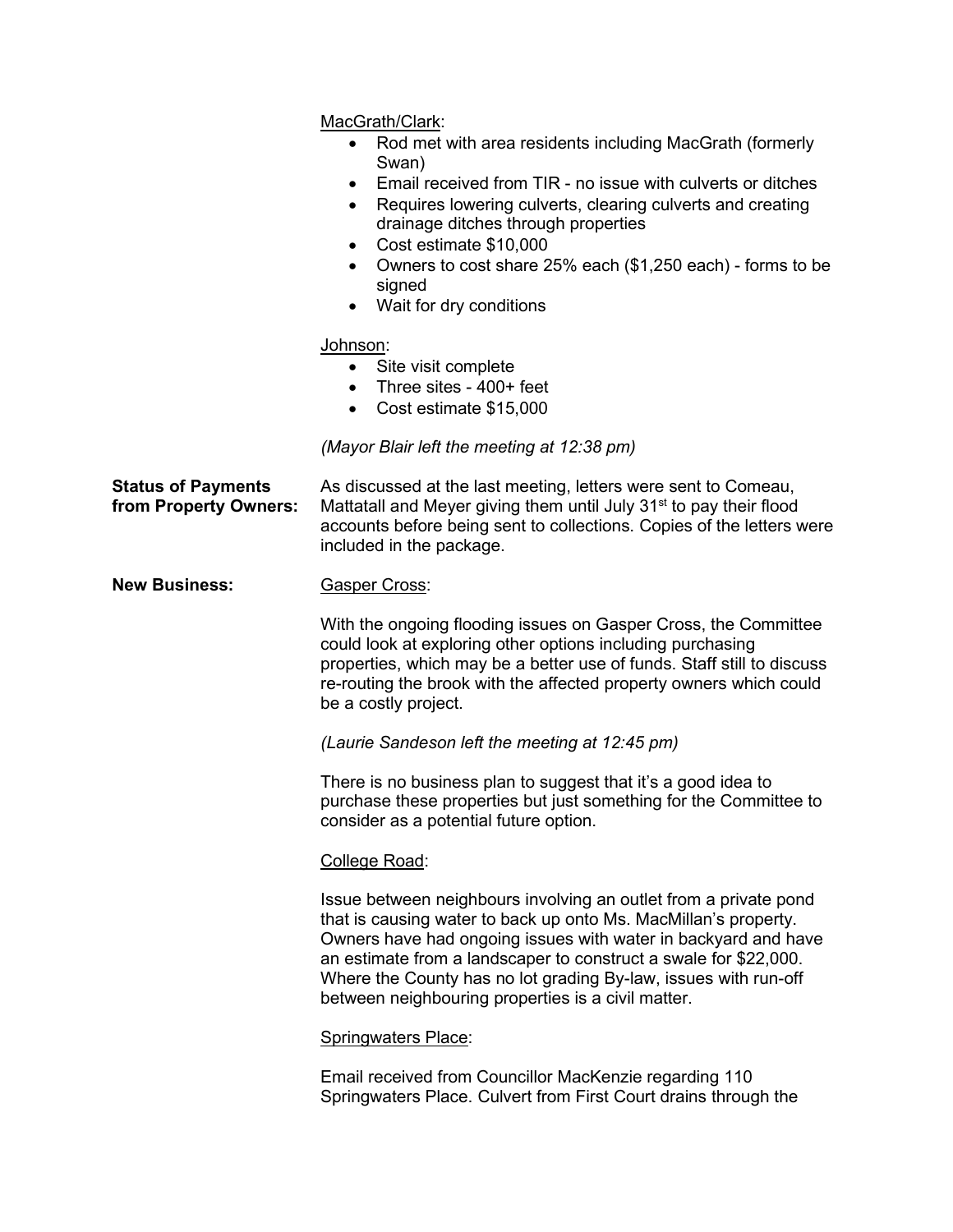<u>MacGrath/Clark</u>:

- Rod met with area residents including MacGrath (formerly Swan)
- Email received from TIR - no issue with culverts or ditches
- Requires lowering culverts, clearing culverts and creating drainage ditches through properties
- Cost estimate $10,000
- Owners to cost share 25% each ($1,250 each) - forms to be signed
- Wait for dry conditions

<u>Johnson</u>:

- Site visit complete
- Three sites - 400+ feet
- Cost estimate $15,000

*(Mayor Blair left the meeting at 12:38 pm)*

**Status of Payments from Property Owners:** As discussed at the last meeting, letters were sent to Comeau, Mattatall and Meyer giving them until July 31st to pay their flood accounts before being sent to collections. Copies of the letters were included in the package.

**New Business:**

<u>Gasper Cross</u>:

With the ongoing flooding issues on Gasper Cross, the Committee could look at exploring other options including purchasing properties, which may be a better use of funds. Staff still to discuss re-routing the brook with the affected property owners which could be a costly project.

*(Laurie Sandeson left the meeting at 12:45 pm)*

There is no business plan to suggest that it's a good idea to purchase these properties but just something for the Committee to consider as a potential future option.

<u>College Road</u>:

Issue between neighbours involving an outlet from a private pond that is causing water to back up onto Ms. MacMillan's property. Owners have had ongoing issues with water in backyard and have an estimate from a landscaper to construct a swale for $22,000. Where the County has no lot grading By-law, issues with run-off between neighbouring properties is a civil matter.

<u>Springwaters Place</u>:

Email received from Councillor MacKenzie regarding 110 Springwaters Place. Culvert from First Court drains through the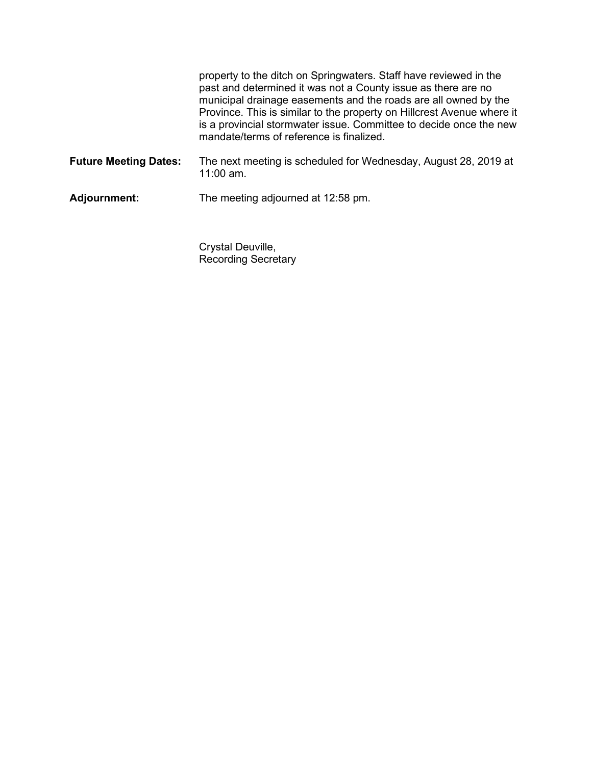property to the ditch on Springwaters. Staff have reviewed in the past and determined it was not a County issue as there are no municipal drainage easements and the roads are all owned by the Province. This is similar to the property on Hillcrest Avenue where it is a provincial stormwater issue. Committee to decide once the new mandate/terms of reference is finalized.

**Future Meeting Dates:** The next meeting is scheduled for Wednesday, August 28, 2019 at 11:00 am.

**Adjournment:** The meeting adjourned at 12:58 pm.

Crystal Deuville,
Recording Secretary